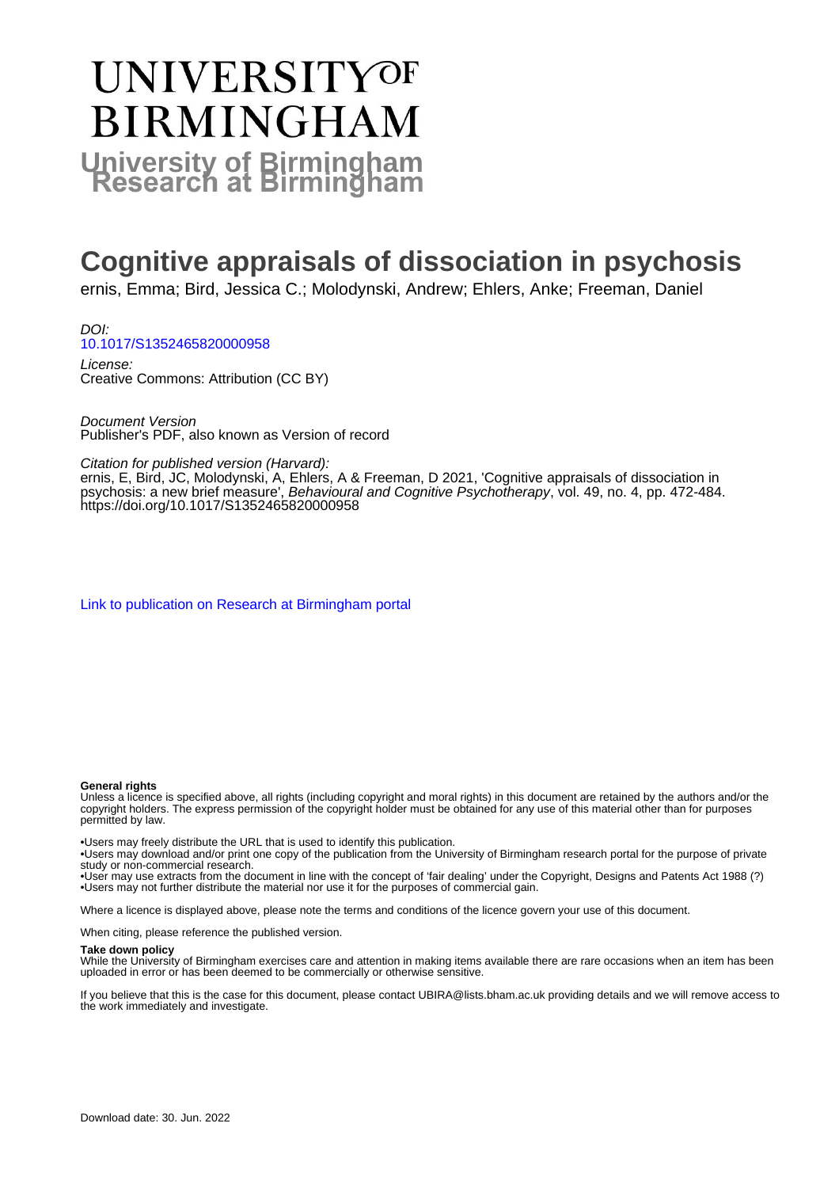# UNIVERSITY OF BIRMINGHAM

## University of Birmingham Research at Birmingham

# Cognitive appraisals of dissociation in psychosis

ernis, Emma; Bird, Jessica C.; Molodynski, Andrew; Ehlers, Anke; Freeman, Daniel

*DOI:*
10.1017/S1352465820000958

*License:*
Creative Commons: Attribution (CC BY)

*Document Version*
Publisher's PDF, also known as Version of record

*Citation for published version (Harvard):*
ernis, E, Bird, JC, Molodynski, A, Ehlers, A & Freeman, D 2021, 'Cognitive appraisals of dissociation in psychosis: a new brief measure', *Behavioural and Cognitive Psychotherapy*, vol. 49, no. 4, pp. 472-484. https://doi.org/10.1017/S1352465820000958

Link to publication on Research at Birmingham portal

**General rights**
Unless a licence is specified above, all rights (including copyright and moral rights) in this document are retained by the authors and/or the copyright holders. The express permission of the copyright holder must be obtained for any use of this material other than for purposes permitted by law.

•Users may freely distribute the URL that is used to identify this publication.
•Users may download and/or print one copy of the publication from the University of Birmingham research portal for the purpose of private study or non-commercial research.
•User may use extracts from the document in line with the concept of 'fair dealing' under the Copyright, Designs and Patents Act 1988 (?)
•Users may not further distribute the material nor use it for the purposes of commercial gain.

Where a licence is displayed above, please note the terms and conditions of the licence govern your use of this document.

When citing, please reference the published version.

**Take down policy**
While the University of Birmingham exercises care and attention in making items available there are rare occasions when an item has been uploaded in error or has been deemed to be commercially or otherwise sensitive.

If you believe that this is the case for this document, please contact UBIRA@lists.bham.ac.uk providing details and we will remove access to the work immediately and investigate.

Download date: 30. Jun. 2022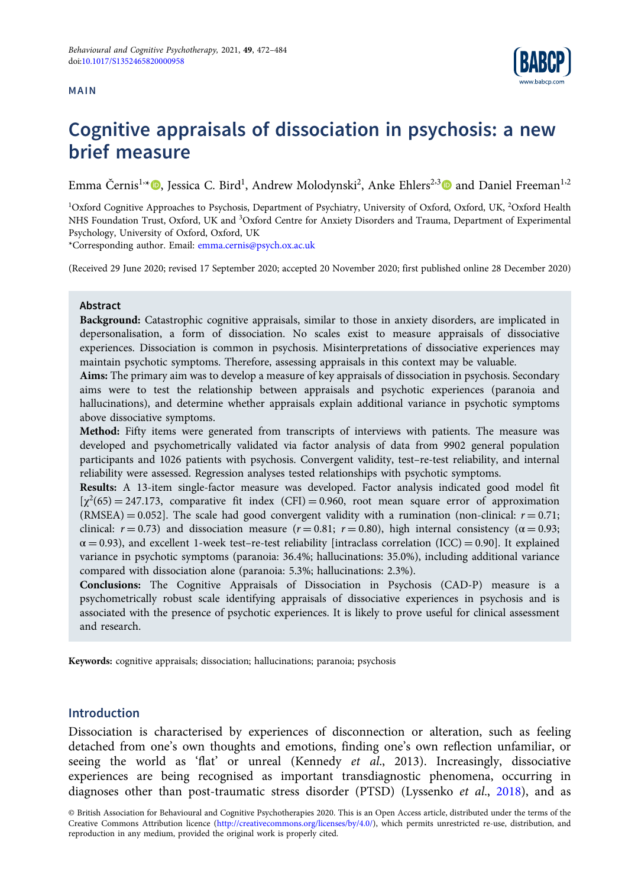MAIN

# Cognitive appraisals of dissociation in psychosis: a new brief measure

Emma Černis[1,*], Jessica C. Bird[1], Andrew Molodynski[2], Anke Ehlers[2,3] and Daniel Freeman[1,2]

[1]Oxford Cognitive Approaches to Psychosis, Department of Psychiatry, University of Oxford, Oxford, UK, [2]Oxford Health NHS Foundation Trust, Oxford, UK and [3]Oxford Centre for Anxiety Disorders and Trauma, Department of Experimental Psychology, University of Oxford, Oxford, UK

*Corresponding author. Email: emma.cernis@psych.ox.ac.uk

(Received 29 June 2020; revised 17 September 2020; accepted 20 November 2020; first published online 28 December 2020)

## Abstract

**Background:** Catastrophic cognitive appraisals, similar to those in anxiety disorders, are implicated in depersonalisation, a form of dissociation. No scales exist to measure appraisals of dissociative experiences. Dissociation is common in psychosis. Misinterpretations of dissociative experiences may maintain psychotic symptoms. Therefore, assessing appraisals in this context may be valuable.

**Aims:** The primary aim was to develop a measure of key appraisals of dissociation in psychosis. Secondary aims were to test the relationship between appraisals and psychotic experiences (paranoia and hallucinations), and determine whether appraisals explain additional variance in psychotic symptoms above dissociative symptoms.

**Method:** Fifty items were generated from transcripts of interviews with patients. The measure was developed and psychometrically validated via factor analysis of data from 9902 general population participants and 1026 patients with psychosis. Convergent validity, test–re-test reliability, and internal reliability were assessed. Regression analyses tested relationships with psychotic symptoms.

**Results:** A 13-item single-factor measure was developed. Factor analysis indicated good model fit [$\chi^2(65) = 247.173$, comparative fit index (CFI) = 0.960, root mean square error of approximation (RMSEA) = 0.052]. The scale had good convergent validity with a rumination (non-clinical: $r = 0.71$; clinical: $r = 0.73$) and dissociation measure ($r = 0.81$; $r = 0.80$), high internal consistency ($\alpha = 0.93$; $\alpha = 0.93$), and excellent 1-week test–re-test reliability [intraclass correlation (ICC) = 0.90]. It explained variance in psychotic symptoms (paranoia: 36.4%; hallucinations: 35.0%), including additional variance compared with dissociation alone (paranoia: 5.3%; hallucinations: 2.3%).

**Conclusions:** The Cognitive Appraisals of Dissociation in Psychosis (CAD-P) measure is a psychometrically robust scale identifying appraisals of dissociative experiences in psychosis and is associated with the presence of psychotic experiences. It is likely to prove useful for clinical assessment and research.

**Keywords:** cognitive appraisals; dissociation; hallucinations; paranoia; psychosis

## Introduction

Dissociation is characterised by experiences of disconnection or alteration, such as feeling detached from one's own thoughts and emotions, finding one's own reflection unfamiliar, or seeing the world as 'flat' or unreal (Kennedy *et al.*, 2013). Increasingly, dissociative experiences are being recognised as important transdiagnostic phenomena, occurring in diagnoses other than post-traumatic stress disorder (PTSD) (Lyssenko *et al.*, 2018), and as

© British Association for Behavioural and Cognitive Psychotherapies 2020. This is an Open Access article, distributed under the terms of the Creative Commons Attribution licence (http://creativecommons.org/licenses/by/4.0/), which permits unrestricted re-use, distribution, and reproduction in any medium, provided the original work is properly cited.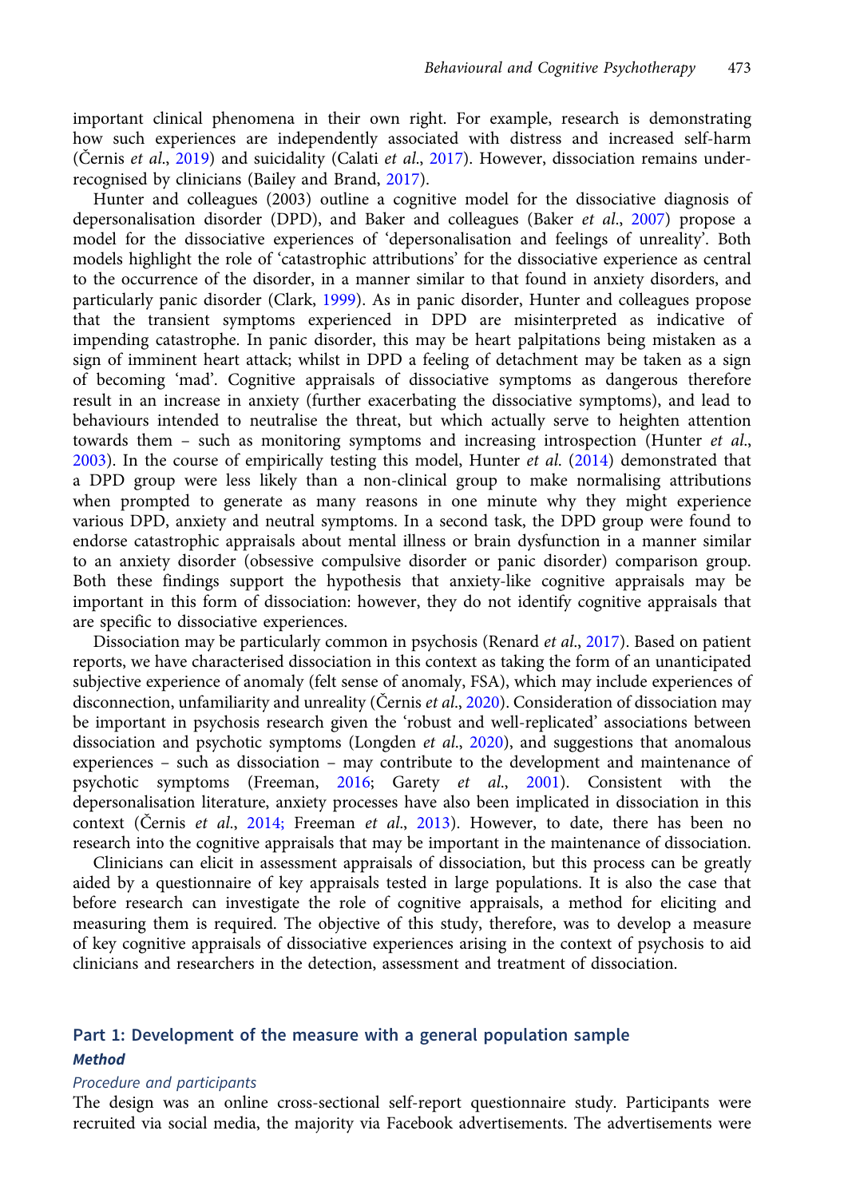important clinical phenomena in their own right. For example, research is demonstrating how such experiences are independently associated with distress and increased self-harm (Černis *et al*., 2019) and suicidality (Calati *et al*., 2017). However, dissociation remains under-recognised by clinicians (Bailey and Brand, 2017).

Hunter and colleagues (2003) outline a cognitive model for the dissociative diagnosis of depersonalisation disorder (DPD), and Baker and colleagues (Baker *et al*., 2007) propose a model for the dissociative experiences of 'depersonalisation and feelings of unreality'. Both models highlight the role of 'catastrophic attributions' for the dissociative experience as central to the occurrence of the disorder, in a manner similar to that found in anxiety disorders, and particularly panic disorder (Clark, 1999). As in panic disorder, Hunter and colleagues propose that the transient symptoms experienced in DPD are misinterpreted as indicative of impending catastrophe. In panic disorder, this may be heart palpitations being mistaken as a sign of imminent heart attack; whilst in DPD a feeling of detachment may be taken as a sign of becoming 'mad'. Cognitive appraisals of dissociative symptoms as dangerous therefore result in an increase in anxiety (further exacerbating the dissociative symptoms), and lead to behaviours intended to neutralise the threat, but which actually serve to heighten attention towards them – such as monitoring symptoms and increasing introspection (Hunter *et al*., 2003). In the course of empirically testing this model, Hunter *et al*. (2014) demonstrated that a DPD group were less likely than a non-clinical group to make normalising attributions when prompted to generate as many reasons in one minute why they might experience various DPD, anxiety and neutral symptoms. In a second task, the DPD group were found to endorse catastrophic appraisals about mental illness or brain dysfunction in a manner similar to an anxiety disorder (obsessive compulsive disorder or panic disorder) comparison group. Both these findings support the hypothesis that anxiety-like cognitive appraisals may be important in this form of dissociation: however, they do not identify cognitive appraisals that are specific to dissociative experiences.

Dissociation may be particularly common in psychosis (Renard *et al*., 2017). Based on patient reports, we have characterised dissociation in this context as taking the form of an unanticipated subjective experience of anomaly (felt sense of anomaly, FSA), which may include experiences of disconnection, unfamiliarity and unreality (Černis *et al*., 2020). Consideration of dissociation may be important in psychosis research given the 'robust and well-replicated' associations between dissociation and psychotic symptoms (Longden *et al*., 2020), and suggestions that anomalous experiences – such as dissociation – may contribute to the development and maintenance of psychotic symptoms (Freeman, 2016; Garety *et al*., 2001). Consistent with the depersonalisation literature, anxiety processes have also been implicated in dissociation in this context (Černis *et al*., 2014; Freeman *et al*., 2013). However, to date, there has been no research into the cognitive appraisals that may be important in the maintenance of dissociation.

Clinicians can elicit in assessment appraisals of dissociation, but this process can be greatly aided by a questionnaire of key appraisals tested in large populations. It is also the case that before research can investigate the role of cognitive appraisals, a method for eliciting and measuring them is required. The objective of this study, therefore, was to develop a measure of key cognitive appraisals of dissociative experiences arising in the context of psychosis to aid clinicians and researchers in the detection, assessment and treatment of dissociation.

## Part 1: Development of the measure with a general population sample

### Method

#### Procedure and participants

The design was an online cross-sectional self-report questionnaire study. Participants were recruited via social media, the majority via Facebook advertisements. The advertisements were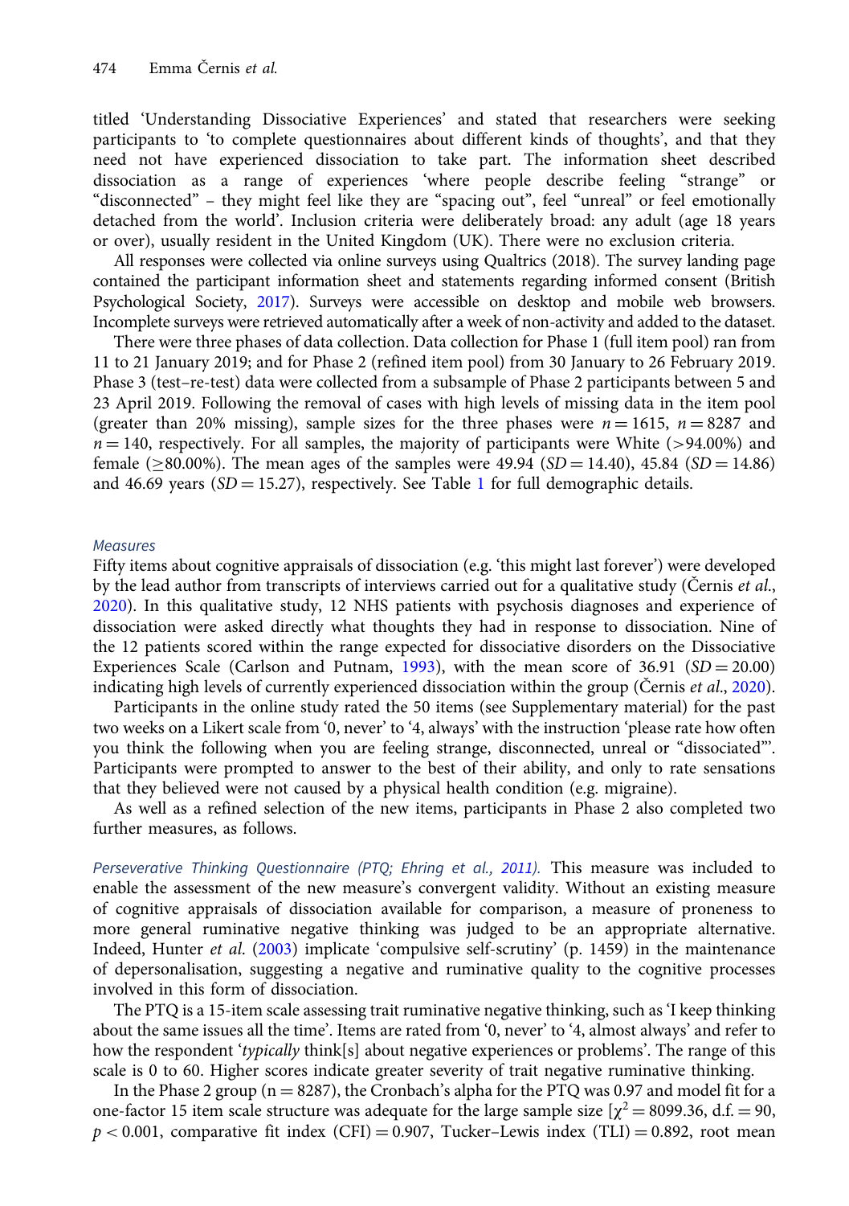titled 'Understanding Dissociative Experiences' and stated that researchers were seeking participants to 'to complete questionnaires about different kinds of thoughts', and that they need not have experienced dissociation to take part. The information sheet described dissociation as a range of experiences 'where people describe feeling "strange" or "disconnected" – they might feel like they are "spacing out", feel "unreal" or feel emotionally detached from the world'. Inclusion criteria were deliberately broad: any adult (age 18 years or over), usually resident in the United Kingdom (UK). There were no exclusion criteria.

All responses were collected via online surveys using Qualtrics (2018). The survey landing page contained the participant information sheet and statements regarding informed consent (British Psychological Society, 2017). Surveys were accessible on desktop and mobile web browsers. Incomplete surveys were retrieved automatically after a week of non-activity and added to the dataset.

There were three phases of data collection. Data collection for Phase 1 (full item pool) ran from 11 to 21 January 2019; and for Phase 2 (refined item pool) from 30 January to 26 February 2019. Phase 3 (test–re-test) data were collected from a subsample of Phase 2 participants between 5 and 23 April 2019. Following the removal of cases with high levels of missing data in the item pool (greater than 20% missing), sample sizes for the three phases were $n = 1615$, $n = 8287$ and $n = 140$, respectively. For all samples, the majority of participants were White (>94.00%) and female (≥80.00%). The mean ages of the samples were 49.94 ($SD = 14.40$), 45.84 ($SD = 14.86$) and 46.69 years ($SD = 15.27$), respectively. See Table 1 for full demographic details.

### *Measures*

Fifty items about cognitive appraisals of dissociation (e.g. 'this might last forever') were developed by the lead author from transcripts of interviews carried out for a qualitative study (Černis *et al.*, 2020). In this qualitative study, 12 NHS patients with psychosis diagnoses and experience of dissociation were asked directly what thoughts they had in response to dissociation. Nine of the 12 patients scored within the range expected for dissociative disorders on the Dissociative Experiences Scale (Carlson and Putnam, 1993), with the mean score of 36.91 ($SD = 20.00$) indicating high levels of currently experienced dissociation within the group (Černis *et al.*, 2020).

Participants in the online study rated the 50 items (see Supplementary material) for the past two weeks on a Likert scale from '0, never' to '4, always' with the instruction 'please rate how often you think the following when you are feeling strange, disconnected, unreal or "dissociated"'. Participants were prompted to answer to the best of their ability, and only to rate sensations that they believed were not caused by a physical health condition (e.g. migraine).

As well as a refined selection of the new items, participants in Phase 2 also completed two further measures, as follows.

*Perseverative Thinking Questionnaire (PTQ; Ehring et al., 2011).* This measure was included to enable the assessment of the new measure's convergent validity. Without an existing measure of cognitive appraisals of dissociation available for comparison, a measure of proneness to more general ruminative negative thinking was judged to be an appropriate alternative. Indeed, Hunter *et al.* (2003) implicate 'compulsive self-scrutiny' (p. 1459) in the maintenance of depersonalisation, suggesting a negative and ruminative quality to the cognitive processes involved in this form of dissociation.

The PTQ is a 15-item scale assessing trait ruminative negative thinking, such as 'I keep thinking about the same issues all the time'. Items are rated from '0, never' to '4, almost always' and refer to how the respondent '*typically* think[s] about negative experiences or problems'. The range of this scale is 0 to 60. Higher scores indicate greater severity of trait negative ruminative thinking.

In the Phase 2 group ($n = 8287$), the Cronbach's alpha for the PTQ was 0.97 and model fit for a one-factor 15 item scale structure was adequate for the large sample size [$\chi^2 = 8099.36$, d.f. $= 90$, $p < 0.001$, comparative fit index (CFI) $= 0.907$, Tucker–Lewis index (TLI) $= 0.892$, root mean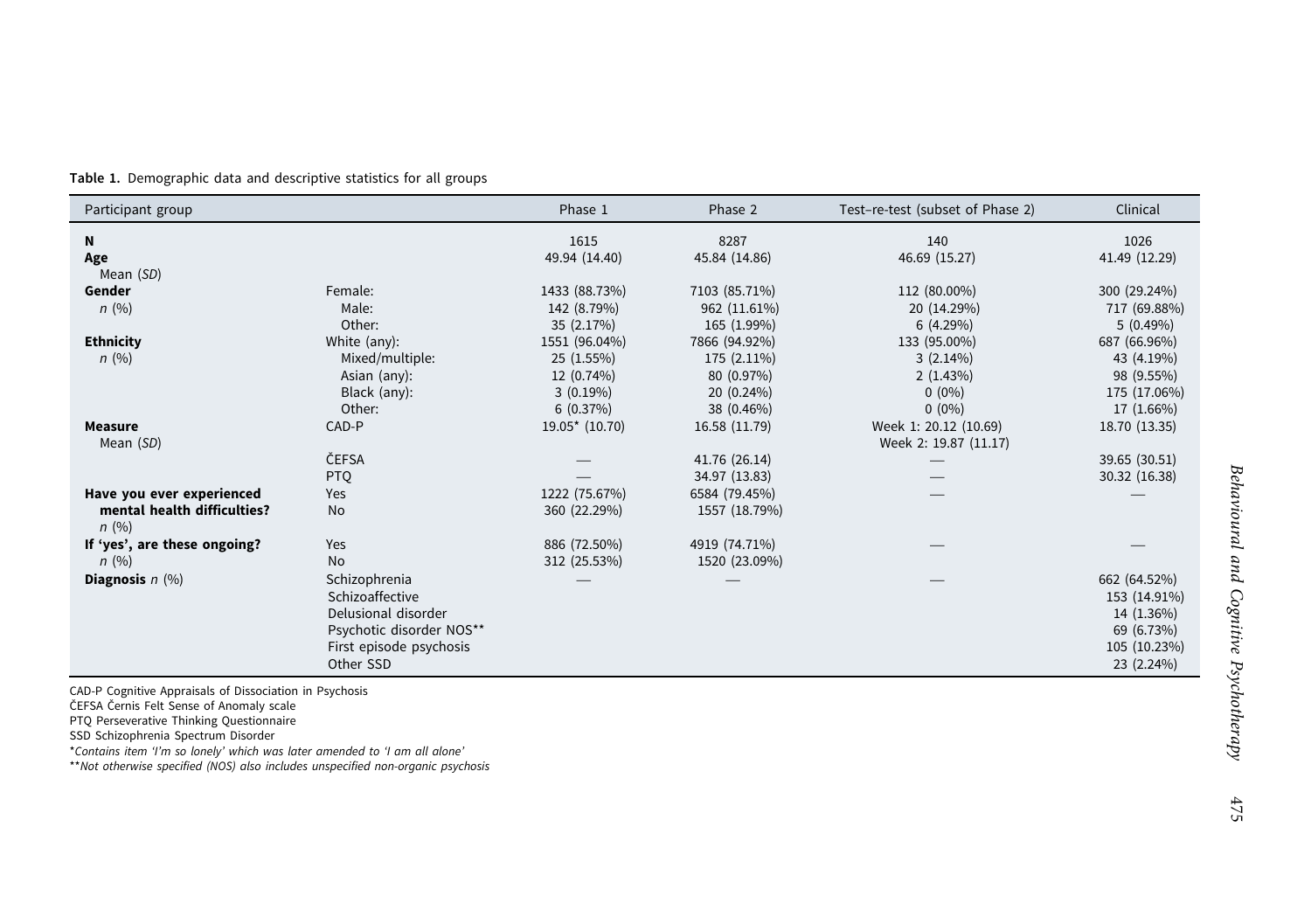**Table 1.** Demographic data and descriptive statistics for all groups

| Participant group | | Phase 1 | Phase 2 | Test–re-test (subset of Phase 2) | Clinical |
|---|---|---|---|---|---|
| **N** | | 1615 | 8287 | 140 | 1026 |
| **Age** Mean (*SD*) | | 49.94 (14.40) | 45.84 (14.86) | 46.69 (15.27) | 41.49 (12.29) |
| **Gender** *n* (%) | Female: | 1433 (88.73%) | 7103 (85.71%) | 112 (80.00%) | 300 (29.24%) |
| | Male: | 142 (8.79%) | 962 (11.61%) | 20 (14.29%) | 717 (69.88%) |
| | Other: | 35 (2.17%) | 165 (1.99%) | 6 (4.29%) | 5 (0.49%) |
| **Ethnicity** *n* (%) | White (any): | 1551 (96.04%) | 7866 (94.92%) | 133 (95.00%) | 687 (66.96%) |
| | Mixed/multiple: | 25 (1.55%) | 175 (2.11%) | 3 (2.14%) | 43 (4.19%) |
| | Asian (any): | 12 (0.74%) | 80 (0.97%) | 2 (1.43%) | 98 (9.55%) |
| | Black (any): | 3 (0.19%) | 20 (0.24%) | 0 (0%) | 175 (17.06%) |
| | Other: | 6 (0.37%) | 38 (0.46%) | 0 (0%) | 17 (1.66%) |
| **Measure** Mean (*SD*) | CAD-P | 19.05* (10.70) | 16.58 (11.79) | Week 1: 20.12 (10.69) Week 2: 19.87 (11.17) | 18.70 (13.35) |
| | ČEFSA | — | 41.76 (26.14) | — | 39.65 (30.51) |
| | PTQ | — | 34.97 (13.83) | — | 30.32 (16.38) |
| **Have you ever experienced mental health difficulties?** *n* (%) | Yes | 1222 (75.67%) | 6584 (79.45%) | — | — |
| | No | 360 (22.29%) | 1557 (18.79%) | | |
| **If 'yes', are these ongoing?** *n* (%) | Yes | 886 (72.50%) | 4919 (74.71%) | — | — |
| | No | 312 (25.53%) | 1520 (23.09%) | | |
| **Diagnosis** *n* (%) | Schizophrenia | — | — | — | 662 (64.52%) |
| | Schizoaffective | | | | 153 (14.91%) |
| | Delusional disorder | | | | 14 (1.36%) |
| | Psychotic disorder NOS** | | | | 69 (6.73%) |
| | First episode psychosis | | | | 105 (10.23%) |
| | Other SSD | | | | 23 (2.24%) |

CAD-P Cognitive Appraisals of Dissociation in Psychosis
ČEFSA Černis Felt Sense of Anomaly scale
PTQ Perseverative Thinking Questionnaire
SSD Schizophrenia Spectrum Disorder
**Contains item 'I'm so lonely' which was later amended to 'I am all alone'*
***Not otherwise specified (NOS) also includes unspecified non-organic psychosis*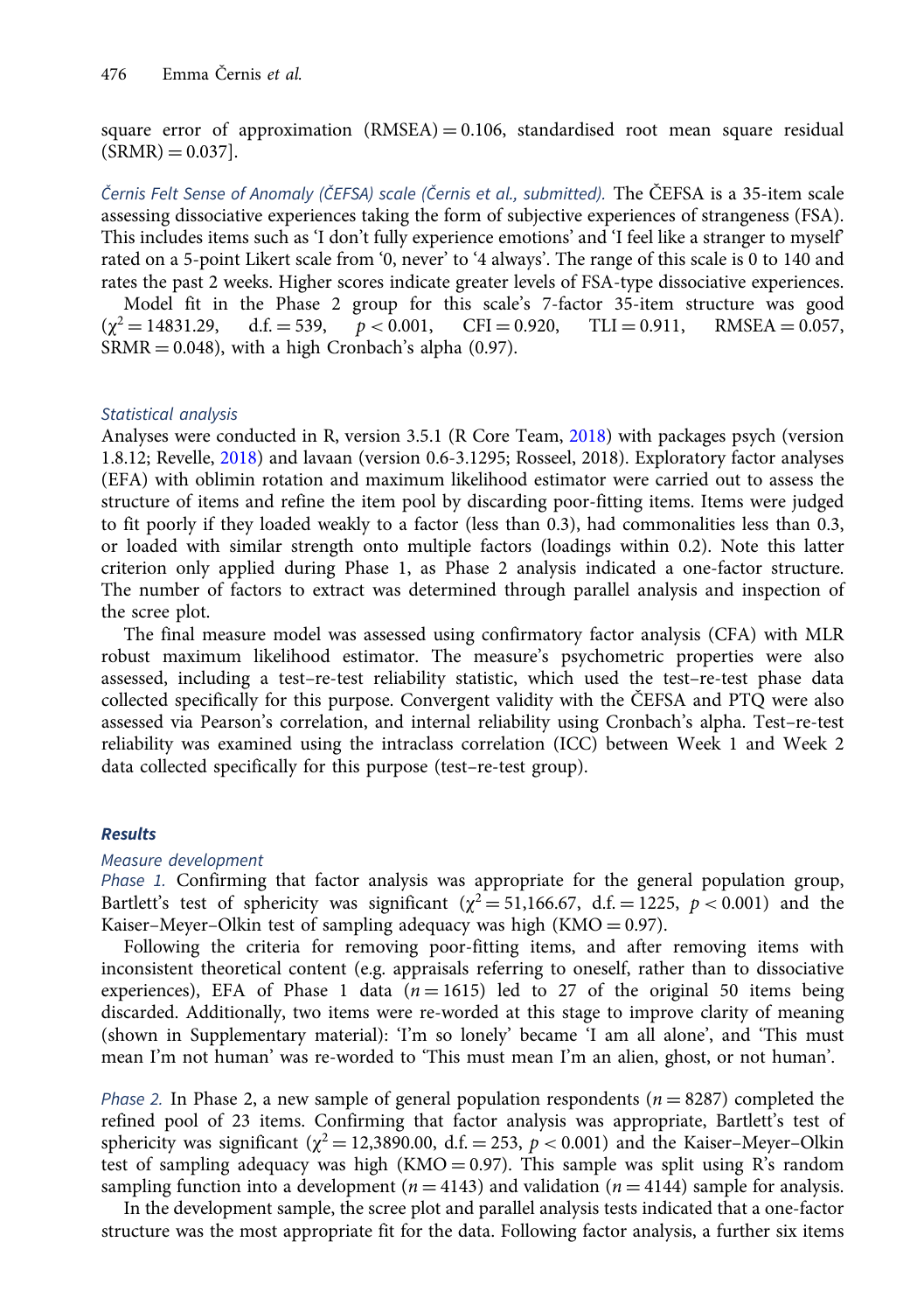square error of approximation (RMSEA) = 0.106, standardised root mean square residual (SRMR) = 0.037].

*Černis Felt Sense of Anomaly (ČEFSA) scale (Černis et al., submitted).* The ČEFSA is a 35-item scale assessing dissociative experiences taking the form of subjective experiences of strangeness (FSA). This includes items such as 'I don't fully experience emotions' and 'I feel like a stranger to myself' rated on a 5-point Likert scale from '0, never' to '4 always'. The range of this scale is 0 to 140 and rates the past 2 weeks. Higher scores indicate greater levels of FSA-type dissociative experiences.

Model fit in the Phase 2 group for this scale's 7-factor 35-item structure was good ($\chi^2 = 14831.29$, d.f. = 539, $p < 0.001$, CFI = 0.920, TLI = 0.911, RMSEA = 0.057, SRMR = 0.048), with a high Cronbach's alpha (0.97).

### *Statistical analysis*

Analyses were conducted in R, version 3.5.1 (R Core Team, 2018) with packages psych (version 1.8.12; Revelle, 2018) and lavaan (version 0.6-3.1295; Rosseel, 2018). Exploratory factor analyses (EFA) with oblimin rotation and maximum likelihood estimator were carried out to assess the structure of items and refine the item pool by discarding poor-fitting items. Items were judged to fit poorly if they loaded weakly to a factor (less than 0.3), had commonalities less than 0.3, or loaded with similar strength onto multiple factors (loadings within 0.2). Note this latter criterion only applied during Phase 1, as Phase 2 analysis indicated a one-factor structure. The number of factors to extract was determined through parallel analysis and inspection of the scree plot.

The final measure model was assessed using confirmatory factor analysis (CFA) with MLR robust maximum likelihood estimator. The measure's psychometric properties were also assessed, including a test–re-test reliability statistic, which used the test–re-test phase data collected specifically for this purpose. Convergent validity with the ČEFSA and PTQ were also assessed via Pearson's correlation, and internal reliability using Cronbach's alpha. Test–re-test reliability was examined using the intraclass correlation (ICC) between Week 1 and Week 2 data collected specifically for this purpose (test–re-test group).

## **Results**

### *Measure development*

*Phase 1.* Confirming that factor analysis was appropriate for the general population group, Bartlett's test of sphericity was significant ($\chi^2 = 51{,}166.67$, d.f. = 1225, $p < 0.001$) and the Kaiser–Meyer–Olkin test of sampling adequacy was high (KMO = 0.97).

Following the criteria for removing poor-fitting items, and after removing items with inconsistent theoretical content (e.g. appraisals referring to oneself, rather than to dissociative experiences), EFA of Phase 1 data ($n = 1615$) led to 27 of the original 50 items being discarded. Additionally, two items were re-worded at this stage to improve clarity of meaning (shown in Supplementary material): 'I'm so lonely' became 'I am all alone', and 'This must mean I'm not human' was re-worded to 'This must mean I'm an alien, ghost, or not human'.

*Phase 2.* In Phase 2, a new sample of general population respondents ($n = 8287$) completed the refined pool of 23 items. Confirming that factor analysis was appropriate, Bartlett's test of sphericity was significant ($\chi^2 = 12{,}3890.00$, d.f. = 253, $p < 0.001$) and the Kaiser–Meyer–Olkin test of sampling adequacy was high (KMO = 0.97). This sample was split using R's random sampling function into a development ($n = 4143$) and validation ($n = 4144$) sample for analysis.

In the development sample, the scree plot and parallel analysis tests indicated that a one-factor structure was the most appropriate fit for the data. Following factor analysis, a further six items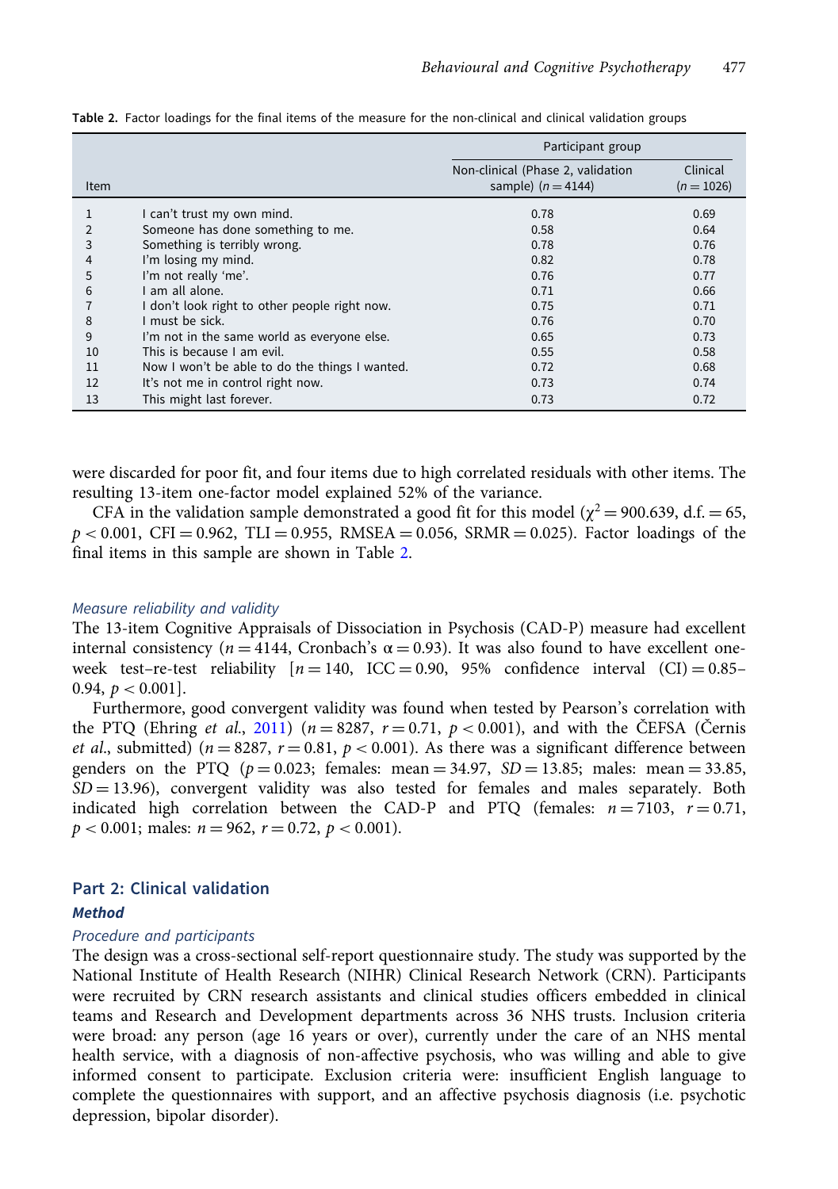**Table 2.** Factor loadings for the final items of the measure for the non-clinical and clinical validation groups

| Item | | Participant group | |
|---|---|---|---|
| | | Non-clinical (Phase 2, validation sample) ($n = 4144$) | Clinical ($n = 1026$) |
| 1 | I can't trust my own mind. | 0.78 | 0.69 |
| 2 | Someone has done something to me. | 0.58 | 0.64 |
| 3 | Something is terribly wrong. | 0.78 | 0.76 |
| 4 | I'm losing my mind. | 0.82 | 0.78 |
| 5 | I'm not really 'me'. | 0.76 | 0.77 |
| 6 | I am all alone. | 0.71 | 0.66 |
| 7 | I don't look right to other people right now. | 0.75 | 0.71 |
| 8 | I must be sick. | 0.76 | 0.70 |
| 9 | I'm not in the same world as everyone else. | 0.65 | 0.73 |
| 10 | This is because I am evil. | 0.55 | 0.58 |
| 11 | Now I won't be able to do the things I wanted. | 0.72 | 0.68 |
| 12 | It's not me in control right now. | 0.73 | 0.74 |
| 13 | This might last forever. | 0.73 | 0.72 |

were discarded for poor fit, and four items due to high correlated residuals with other items. The resulting 13-item one-factor model explained 52% of the variance.

CFA in the validation sample demonstrated a good fit for this model ($\chi^2 = 900.639$, d.f. $= 65$, $p < 0.001$, CFI $= 0.962$, TLI $= 0.955$, RMSEA $= 0.056$, SRMR $= 0.025$). Factor loadings of the final items in this sample are shown in Table 2.

### *Measure reliability and validity*

The 13-item Cognitive Appraisals of Dissociation in Psychosis (CAD-P) measure had excellent internal consistency ($n = 4144$, Cronbach's $\alpha = 0.93$). It was also found to have excellent one-week test–re-test reliability [$n = 140$, ICC $= 0.90$, 95% confidence interval (CI) $= 0.85$–$0.94$, $p < 0.001$].

Furthermore, good convergent validity was found when tested by Pearson's correlation with the PTQ (Ehring *et al.*, 2011) ($n = 8287$, $r = 0.71$, $p < 0.001$), and with the ČEFSA (Černis *et al.*, submitted) ($n = 8287$, $r = 0.81$, $p < 0.001$). As there was a significant difference between genders on the PTQ ($p = 0.023$; females: mean $= 34.97$, $SD = 13.85$; males: mean $= 33.85$, $SD = 13.96$), convergent validity was also tested for females and males separately. Both indicated high correlation between the CAD-P and PTQ (females: $n = 7103$, $r = 0.71$, $p < 0.001$; males: $n = 962$, $r = 0.72$, $p < 0.001$).

## Part 2: Clinical validation

### *Method*

#### *Procedure and participants*

The design was a cross-sectional self-report questionnaire study. The study was supported by the National Institute of Health Research (NIHR) Clinical Research Network (CRN). Participants were recruited by CRN research assistants and clinical studies officers embedded in clinical teams and Research and Development departments across 36 NHS trusts. Inclusion criteria were broad: any person (age 16 years or over), currently under the care of an NHS mental health service, with a diagnosis of non-affective psychosis, who was willing and able to give informed consent to participate. Exclusion criteria were: insufficient English language to complete the questionnaires with support, and an affective psychosis diagnosis (i.e. psychotic depression, bipolar disorder).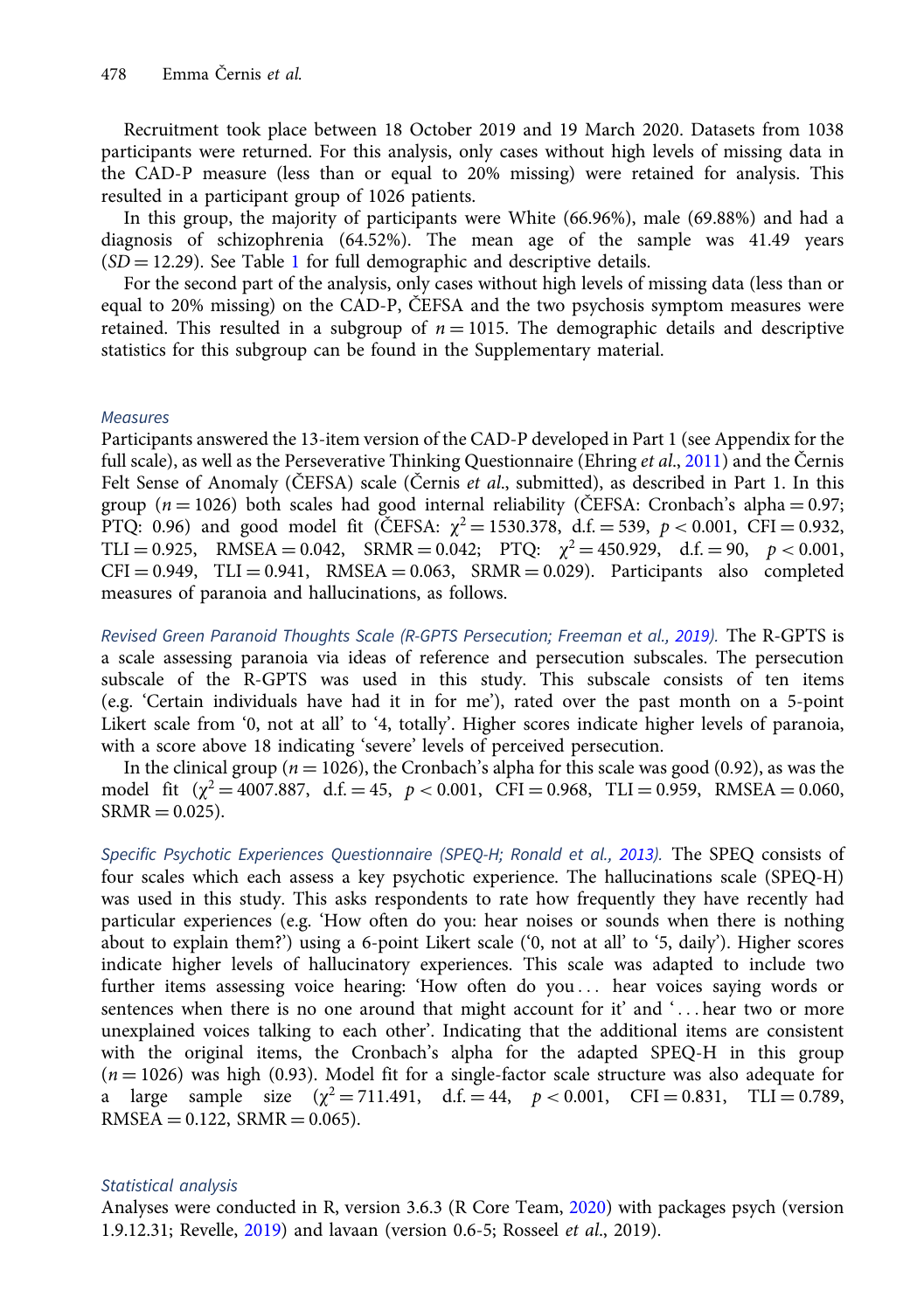Recruitment took place between 18 October 2019 and 19 March 2020. Datasets from 1038 participants were returned. For this analysis, only cases without high levels of missing data in the CAD-P measure (less than or equal to 20% missing) were retained for analysis. This resulted in a participant group of 1026 patients.

In this group, the majority of participants were White (66.96%), male (69.88%) and had a diagnosis of schizophrenia (64.52%). The mean age of the sample was 41.49 years ($SD = 12.29$). See Table 1 for full demographic and descriptive details.

For the second part of the analysis, only cases without high levels of missing data (less than or equal to 20% missing) on the CAD-P, ČEFSA and the two psychosis symptom measures were retained. This resulted in a subgroup of $n = 1015$. The demographic details and descriptive statistics for this subgroup can be found in the Supplementary material.

### *Measures*

Participants answered the 13-item version of the CAD-P developed in Part 1 (see Appendix for the full scale), as well as the Perseverative Thinking Questionnaire (Ehring *et al.*, 2011) and the Černis Felt Sense of Anomaly (ČEFSA) scale (Černis *et al.*, submitted), as described in Part 1. In this group ($n = 1026$) both scales had good internal reliability (ČEFSA: Cronbach's alpha = 0.97; PTQ: 0.96) and good model fit (ČEFSA: $\chi^2 = 1530.378$, d.f. = 539, $p < 0.001$, CFI = 0.932, TLI = 0.925, RMSEA = 0.042, SRMR = 0.042; PTQ: $\chi^2 = 450.929$, d.f. = 90, $p < 0.001$, CFI = 0.949, TLI = 0.941, RMSEA = 0.063, SRMR = 0.029). Participants also completed measures of paranoia and hallucinations, as follows.

*Revised Green Paranoid Thoughts Scale (R-GPTS Persecution; Freeman et al., 2019).* The R-GPTS is a scale assessing paranoia via ideas of reference and persecution subscales. The persecution subscale of the R-GPTS was used in this study. This subscale consists of ten items (e.g. 'Certain individuals have had it in for me'), rated over the past month on a 5-point Likert scale from '0, not at all' to '4, totally'. Higher scores indicate higher levels of paranoia, with a score above 18 indicating 'severe' levels of perceived persecution.

In the clinical group ($n = 1026$), the Cronbach's alpha for this scale was good (0.92), as was the model fit ($\chi^2 = 4007.887$, d.f. = 45, $p < 0.001$, CFI = 0.968, TLI = 0.959, RMSEA = 0.060, SRMR = 0.025).

*Specific Psychotic Experiences Questionnaire (SPEQ-H; Ronald et al., 2013).* The SPEQ consists of four scales which each assess a key psychotic experience. The hallucinations scale (SPEQ-H) was used in this study. This asks respondents to rate how frequently they have recently had particular experiences (e.g. 'How often do you: hear noises or sounds when there is nothing about to explain them?') using a 6-point Likert scale ('0, not at all' to '5, daily'). Higher scores indicate higher levels of hallucinatory experiences. This scale was adapted to include two further items assessing voice hearing: 'How often do you . . . hear voices saying words or sentences when there is no one around that might account for it' and '. . . hear two or more unexplained voices talking to each other'. Indicating that the additional items are consistent with the original items, the Cronbach's alpha for the adapted SPEQ-H in this group ($n = 1026$) was high (0.93). Model fit for a single-factor scale structure was also adequate for a large sample size ($\chi^2 = 711.491$, d.f. = 44, $p < 0.001$, CFI = 0.831, TLI = 0.789, RMSEA = 0.122, SRMR = 0.065).

### *Statistical analysis*

Analyses were conducted in R, version 3.6.3 (R Core Team, 2020) with packages psych (version 1.9.12.31; Revelle, 2019) and lavaan (version 0.6-5; Rosseel *et al.*, 2019).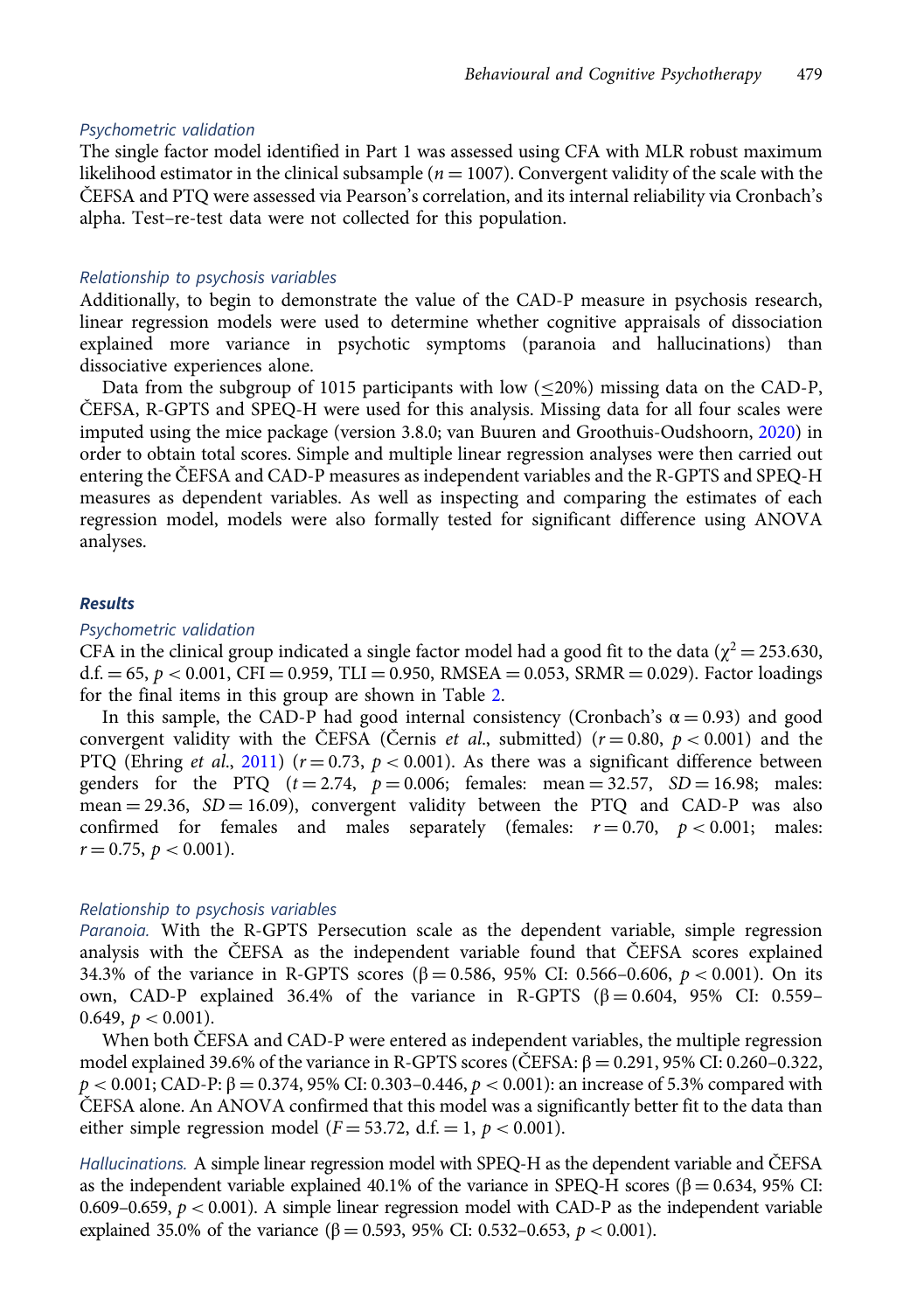### Psychometric validation

The single factor model identified in Part 1 was assessed using CFA with MLR robust maximum likelihood estimator in the clinical subsample ($n = 1007$). Convergent validity of the scale with the ČEFSA and PTQ were assessed via Pearson's correlation, and its internal reliability via Cronbach's alpha. Test–re-test data were not collected for this population.

### Relationship to psychosis variables

Additionally, to begin to demonstrate the value of the CAD-P measure in psychosis research, linear regression models were used to determine whether cognitive appraisals of dissociation explained more variance in psychotic symptoms (paranoia and hallucinations) than dissociative experiences alone.

Data from the subgroup of 1015 participants with low (≤20%) missing data on the CAD-P, ČEFSA, R-GPTS and SPEQ-H were used for this analysis. Missing data for all four scales were imputed using the mice package (version 3.8.0; van Buuren and Groothuis-Oudshoorn, 2020) in order to obtain total scores. Simple and multiple linear regression analyses were then carried out entering the ČEFSA and CAD-P measures as independent variables and the R-GPTS and SPEQ-H measures as dependent variables. As well as inspecting and comparing the estimates of each regression model, models were also formally tested for significant difference using ANOVA analyses.

## Results

### Psychometric validation

CFA in the clinical group indicated a single factor model had a good fit to the data ($\chi^2 = 253.630$, d.f. $= 65$, $p < 0.001$, CFI $= 0.959$, TLI $= 0.950$, RMSEA $= 0.053$, SRMR $= 0.029$). Factor loadings for the final items in this group are shown in Table 2.

In this sample, the CAD-P had good internal consistency (Cronbach's $\alpha = 0.93$) and good convergent validity with the ČEFSA (Černis *et al*., submitted) ($r = 0.80$, $p < 0.001$) and the PTQ (Ehring *et al*., 2011) ($r = 0.73$, $p < 0.001$). As there was a significant difference between genders for the PTQ ($t = 2.74$, $p = 0.006$; females: mean $= 32.57$, $SD = 16.98$; males: mean $= 29.36$, $SD = 16.09$), convergent validity between the PTQ and CAD-P was also confirmed for females and males separately (females: $r = 0.70$, $p < 0.001$; males: $r = 0.75$, $p < 0.001$).

### Relationship to psychosis variables

*Paranoia.* With the R-GPTS Persecution scale as the dependent variable, simple regression analysis with the ČEFSA as the independent variable found that ČEFSA scores explained 34.3% of the variance in R-GPTS scores ($\beta = 0.586$, 95% CI: 0.566–0.606, $p < 0.001$). On its own, CAD-P explained 36.4% of the variance in R-GPTS ($\beta = 0.604$, 95% CI: 0.559–0.649, $p < 0.001$).

When both ČEFSA and CAD-P were entered as independent variables, the multiple regression model explained 39.6% of the variance in R-GPTS scores (ČEFSA: $\beta = 0.291$, 95% CI: 0.260–0.322, $p < 0.001$; CAD-P: $\beta = 0.374$, 95% CI: 0.303–0.446, $p < 0.001$): an increase of 5.3% compared with ČEFSA alone. An ANOVA confirmed that this model was a significantly better fit to the data than either simple regression model ($F = 53.72$, d.f. $= 1$, $p < 0.001$).

*Hallucinations.* A simple linear regression model with SPEQ-H as the dependent variable and ČEFSA as the independent variable explained 40.1% of the variance in SPEQ-H scores ($\beta = 0.634$, 95% CI: 0.609–0.659, $p < 0.001$). A simple linear regression model with CAD-P as the independent variable explained 35.0% of the variance ($\beta = 0.593$, 95% CI: 0.532–0.653, $p < 0.001$).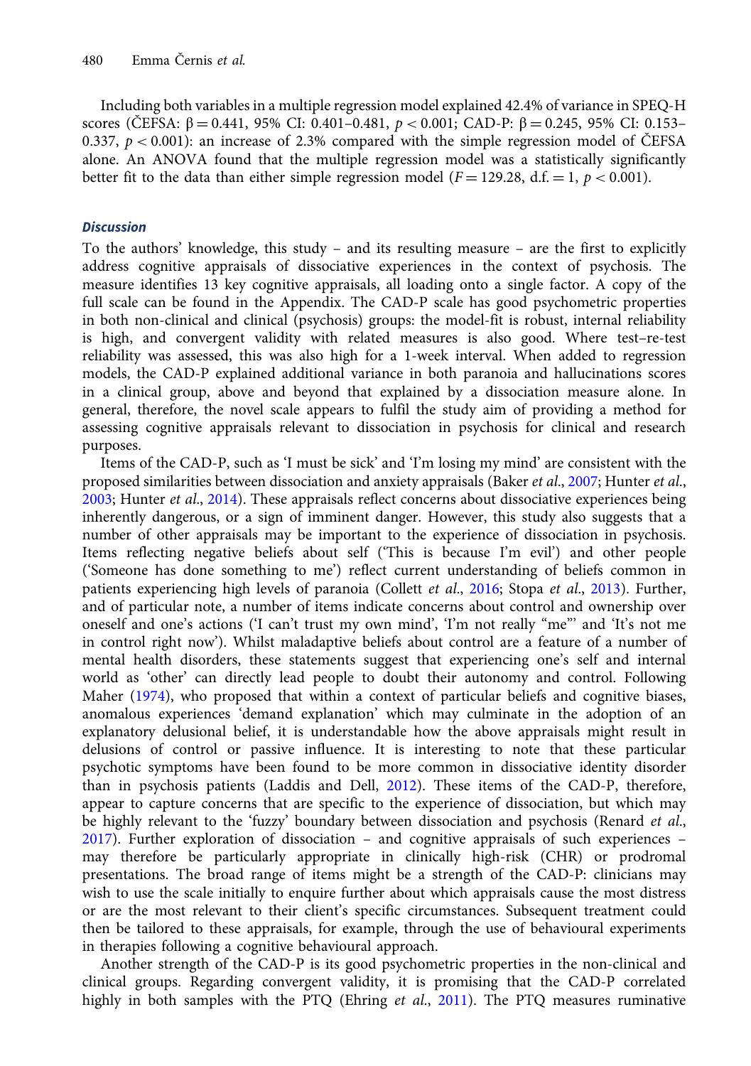Including both variables in a multiple regression model explained 42.4% of variance in SPEQ-H scores (ČEFSA: $\beta = 0.441$, 95% CI: 0.401–0.481, $p < 0.001$; CAD-P: $\beta = 0.245$, 95% CI: 0.153–0.337, $p < 0.001$): an increase of 2.3% compared with the simple regression model of ČEFSA alone. An ANOVA found that the multiple regression model was a statistically significantly better fit to the data than either simple regression model ($F = 129.28$, d.f. = 1, $p < 0.001$).

### *Discussion*

To the authors' knowledge, this study – and its resulting measure – are the first to explicitly address cognitive appraisals of dissociative experiences in the context of psychosis. The measure identifies 13 key cognitive appraisals, all loading onto a single factor. A copy of the full scale can be found in the Appendix. The CAD-P scale has good psychometric properties in both non-clinical and clinical (psychosis) groups: the model-fit is robust, internal reliability is high, and convergent validity with related measures is also good. Where test–re-test reliability was assessed, this was also high for a 1-week interval. When added to regression models, the CAD-P explained additional variance in both paranoia and hallucinations scores in a clinical group, above and beyond that explained by a dissociation measure alone. In general, therefore, the novel scale appears to fulfil the study aim of providing a method for assessing cognitive appraisals relevant to dissociation in psychosis for clinical and research purposes.

Items of the CAD-P, such as 'I must be sick' and 'I'm losing my mind' are consistent with the proposed similarities between dissociation and anxiety appraisals (Baker *et al.*, 2007; Hunter *et al.*, 2003; Hunter *et al.*, 2014). These appraisals reflect concerns about dissociative experiences being inherently dangerous, or a sign of imminent danger. However, this study also suggests that a number of other appraisals may be important to the experience of dissociation in psychosis. Items reflecting negative beliefs about self ('This is because I'm evil') and other people ('Someone has done something to me') reflect current understanding of beliefs common in patients experiencing high levels of paranoia (Collett *et al.*, 2016; Stopa *et al.*, 2013). Further, and of particular note, a number of items indicate concerns about control and ownership over oneself and one's actions ('I can't trust my own mind', 'I'm not really "me"' and 'It's not me in control right now'). Whilst maladaptive beliefs about control are a feature of a number of mental health disorders, these statements suggest that experiencing one's self and internal world as 'other' can directly lead people to doubt their autonomy and control. Following Maher (1974), who proposed that within a context of particular beliefs and cognitive biases, anomalous experiences 'demand explanation' which may culminate in the adoption of an explanatory delusional belief, it is understandable how the above appraisals might result in delusions of control or passive influence. It is interesting to note that these particular psychotic symptoms have been found to be more common in dissociative identity disorder than in psychosis patients (Laddis and Dell, 2012). These items of the CAD-P, therefore, appear to capture concerns that are specific to the experience of dissociation, but which may be highly relevant to the 'fuzzy' boundary between dissociation and psychosis (Renard *et al.*, 2017). Further exploration of dissociation – and cognitive appraisals of such experiences – may therefore be particularly appropriate in clinically high-risk (CHR) or prodromal presentations. The broad range of items might be a strength of the CAD-P: clinicians may wish to use the scale initially to enquire further about which appraisals cause the most distress or are the most relevant to their client's specific circumstances. Subsequent treatment could then be tailored to these appraisals, for example, through the use of behavioural experiments in therapies following a cognitive behavioural approach.

Another strength of the CAD-P is its good psychometric properties in the non-clinical and clinical groups. Regarding convergent validity, it is promising that the CAD-P correlated highly in both samples with the PTQ (Ehring *et al.*, 2011). The PTQ measures ruminative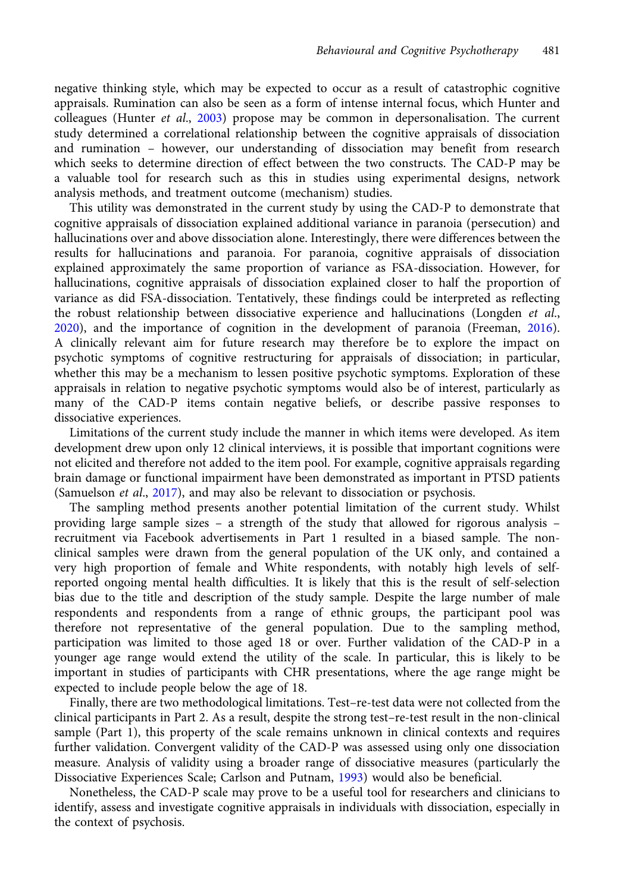negative thinking style, which may be expected to occur as a result of catastrophic cognitive appraisals. Rumination can also be seen as a form of intense internal focus, which Hunter and colleagues (Hunter *et al.*, 2003) propose may be common in depersonalisation. The current study determined a correlational relationship between the cognitive appraisals of dissociation and rumination – however, our understanding of dissociation may benefit from research which seeks to determine direction of effect between the two constructs. The CAD-P may be a valuable tool for research such as this in studies using experimental designs, network analysis methods, and treatment outcome (mechanism) studies.

This utility was demonstrated in the current study by using the CAD-P to demonstrate that cognitive appraisals of dissociation explained additional variance in paranoia (persecution) and hallucinations over and above dissociation alone. Interestingly, there were differences between the results for hallucinations and paranoia. For paranoia, cognitive appraisals of dissociation explained approximately the same proportion of variance as FSA-dissociation. However, for hallucinations, cognitive appraisals of dissociation explained closer to half the proportion of variance as did FSA-dissociation. Tentatively, these findings could be interpreted as reflecting the robust relationship between dissociative experience and hallucinations (Longden *et al.*, 2020), and the importance of cognition in the development of paranoia (Freeman, 2016). A clinically relevant aim for future research may therefore be to explore the impact on psychotic symptoms of cognitive restructuring for appraisals of dissociation; in particular, whether this may be a mechanism to lessen positive psychotic symptoms. Exploration of these appraisals in relation to negative psychotic symptoms would also be of interest, particularly as many of the CAD-P items contain negative beliefs, or describe passive responses to dissociative experiences.

Limitations of the current study include the manner in which items were developed. As item development drew upon only 12 clinical interviews, it is possible that important cognitions were not elicited and therefore not added to the item pool. For example, cognitive appraisals regarding brain damage or functional impairment have been demonstrated as important in PTSD patients (Samuelson *et al.*, 2017), and may also be relevant to dissociation or psychosis.

The sampling method presents another potential limitation of the current study. Whilst providing large sample sizes – a strength of the study that allowed for rigorous analysis – recruitment via Facebook advertisements in Part 1 resulted in a biased sample. The non-clinical samples were drawn from the general population of the UK only, and contained a very high proportion of female and White respondents, with notably high levels of self-reported ongoing mental health difficulties. It is likely that this is the result of self-selection bias due to the title and description of the study sample. Despite the large number of male respondents and respondents from a range of ethnic groups, the participant pool was therefore not representative of the general population. Due to the sampling method, participation was limited to those aged 18 or over. Further validation of the CAD-P in a younger age range would extend the utility of the scale. In particular, this is likely to be important in studies of participants with CHR presentations, where the age range might be expected to include people below the age of 18.

Finally, there are two methodological limitations. Test–re-test data were not collected from the clinical participants in Part 2. As a result, despite the strong test–re-test result in the non-clinical sample (Part 1), this property of the scale remains unknown in clinical contexts and requires further validation. Convergent validity of the CAD-P was assessed using only one dissociation measure. Analysis of validity using a broader range of dissociative measures (particularly the Dissociative Experiences Scale; Carlson and Putnam, 1993) would also be beneficial.

Nonetheless, the CAD-P scale may prove to be a useful tool for researchers and clinicians to identify, assess and investigate cognitive appraisals in individuals with dissociation, especially in the context of psychosis.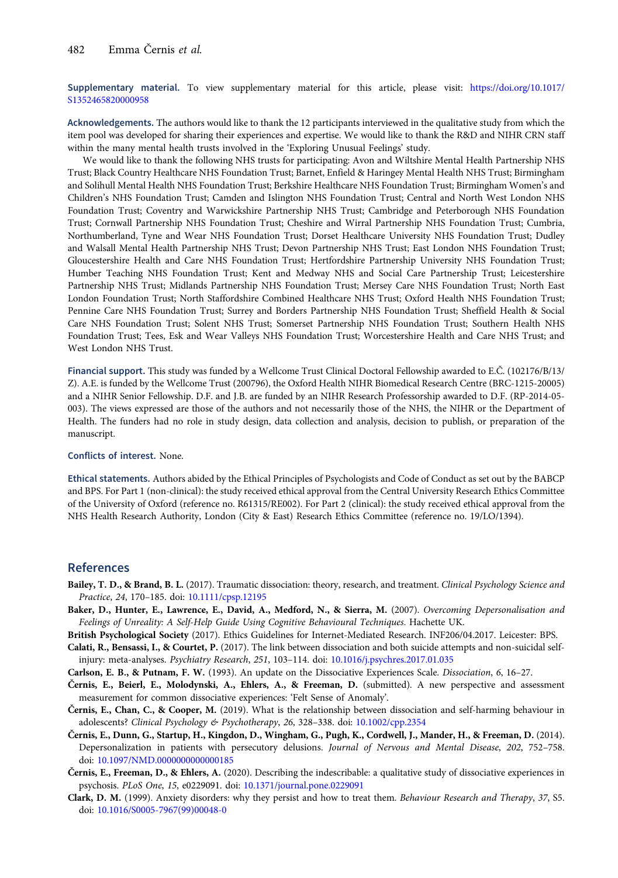**Supplementary material.** To view supplementary material for this article, please visit: https://doi.org/10.1017/S1352465820000958

**Acknowledgements.** The authors would like to thank the 12 participants interviewed in the qualitative study from which the item pool was developed for sharing their experiences and expertise. We would like to thank the R&D and NIHR CRN staff within the many mental health trusts involved in the 'Exploring Unusual Feelings' study.

We would like to thank the following NHS trusts for participating: Avon and Wiltshire Mental Health Partnership NHS Trust; Black Country Healthcare NHS Foundation Trust; Barnet, Enfield & Haringey Mental Health NHS Trust; Birmingham and Solihull Mental Health NHS Foundation Trust; Berkshire Healthcare NHS Foundation Trust; Birmingham Women's and Children's NHS Foundation Trust; Camden and Islington NHS Foundation Trust; Central and North West London NHS Foundation Trust; Coventry and Warwickshire Partnership NHS Trust; Cambridge and Peterborough NHS Foundation Trust; Cornwall Partnership NHS Foundation Trust; Cheshire and Wirral Partnership NHS Foundation Trust; Cumbria, Northumberland, Tyne and Wear NHS Foundation Trust; Dorset Healthcare University NHS Foundation Trust; Dudley and Walsall Mental Health Partnership NHS Trust; Devon Partnership NHS Trust; East London NHS Foundation Trust; Gloucestershire Health and Care NHS Foundation Trust; Hertfordshire Partnership University NHS Foundation Trust; Humber Teaching NHS Foundation Trust; Kent and Medway NHS and Social Care Partnership Trust; Leicestershire Partnership NHS Trust; Midlands Partnership NHS Foundation Trust; Mersey Care NHS Foundation Trust; North East London Foundation Trust; North Staffordshire Combined Healthcare NHS Trust; Oxford Health NHS Foundation Trust; Pennine Care NHS Foundation Trust; Surrey and Borders Partnership NHS Foundation Trust; Sheffield Health & Social Care NHS Foundation Trust; Solent NHS Trust; Somerset Partnership NHS Foundation Trust; Southern Health NHS Foundation Trust; Tees, Esk and Wear Valleys NHS Foundation Trust; Worcestershire Health and Care NHS Trust; and West London NHS Trust.

**Financial support.** This study was funded by a Wellcome Trust Clinical Doctoral Fellowship awarded to E.Č. (102176/B/13/Z). A.E. is funded by the Wellcome Trust (200796), the Oxford Health NIHR Biomedical Research Centre (BRC-1215-20005) and a NIHR Senior Fellowship. D.F. and J.B. are funded by an NIHR Research Professorship awarded to D.F. (RP-2014-05-003). The views expressed are those of the authors and not necessarily those of the NHS, the NIHR or the Department of Health. The funders had no role in study design, data collection and analysis, decision to publish, or preparation of the manuscript.

**Conflicts of interest.** None.

**Ethical statements.** Authors abided by the Ethical Principles of Psychologists and Code of Conduct as set out by the BABCP and BPS. For Part 1 (non-clinical): the study received ethical approval from the Central University Research Ethics Committee of the University of Oxford (reference no. R61315/RE002). For Part 2 (clinical): the study received ethical approval from the NHS Health Research Authority, London (City & East) Research Ethics Committee (reference no. 19/LO/1394).

## References

**Bailey, T. D., & Brand, B. L.** (2017). Traumatic dissociation: theory, research, and treatment. *Clinical Psychology Science and Practice*, *24*, 170–185. doi: 10.1111/cpsp.12195

**Baker, D., Hunter, E., Lawrence, E., David, A., Medford, N., & Sierra, M.** (2007). *Overcoming Depersonalisation and Feelings of Unreality: A Self-Help Guide Using Cognitive Behavioural Techniques*. Hachette UK.

**British Psychological Society** (2017). Ethics Guidelines for Internet-Mediated Research. INF206/04.2017. Leicester: BPS.

**Calati, R., Bensassi, I., & Courtet, P.** (2017). The link between dissociation and both suicide attempts and non-suicidal self-injury: meta-analyses. *Psychiatry Research*, *251*, 103–114. doi: 10.1016/j.psychres.2017.01.035

**Carlson, E. B., & Putnam, F. W.** (1993). An update on the Dissociative Experiences Scale. *Dissociation*, *6*, 16–27.

**Černis, E., Beierl, E., Molodynski, A., Ehlers, A., & Freeman, D.** (submitted). A new perspective and assessment measurement for common dissociative experiences: 'Felt Sense of Anomaly'.

**Černis, E., Chan, C., & Cooper, M.** (2019). What is the relationship between dissociation and self-harming behaviour in adolescents? *Clinical Psychology & Psychotherapy*, *26*, 328–338. doi: 10.1002/cpp.2354

**Černis, E., Dunn, G., Startup, H., Kingdon, D., Wingham, G., Pugh, K., Cordwell, J., Mander, H., & Freeman, D.** (2014). Depersonalization in patients with persecutory delusions. *Journal of Nervous and Mental Disease*, *202*, 752–758. doi: 10.1097/NMD.0000000000000185

**Černis, E., Freeman, D., & Ehlers, A.** (2020). Describing the indescribable: a qualitative study of dissociative experiences in psychosis. *PLoS One*, *15*, e0229091. doi: 10.1371/journal.pone.0229091

**Clark, D. M.** (1999). Anxiety disorders: why they persist and how to treat them. *Behaviour Research and Therapy*, *37*, S5. doi: 10.1016/S0005-7967(99)00048-0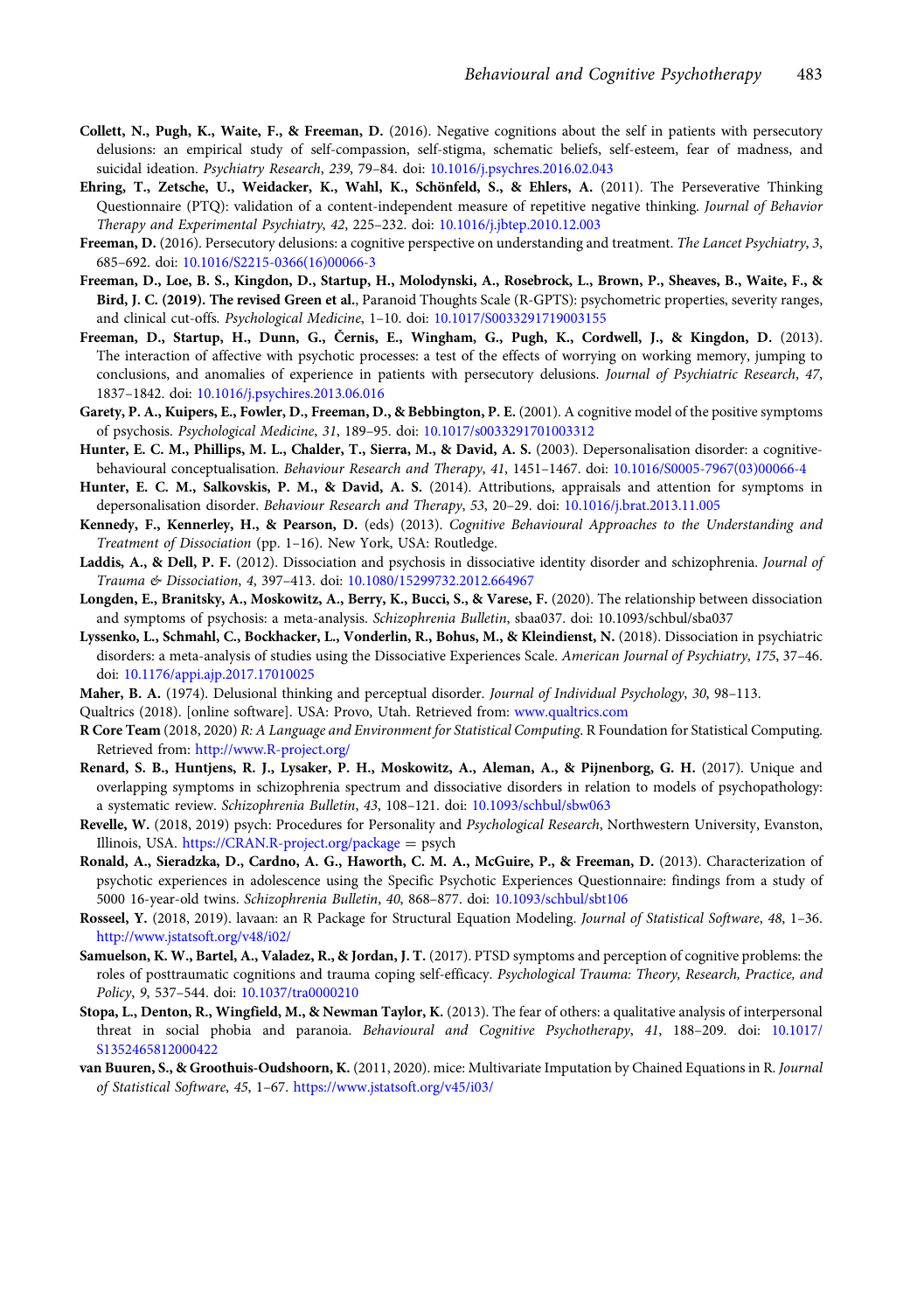**Collett, N., Pugh, K., Waite, F., & Freeman, D.** (2016). Negative cognitions about the self in patients with persecutory delusions: an empirical study of self-compassion, self-stigma, schematic beliefs, self-esteem, fear of madness, and suicidal ideation. *Psychiatry Research*, *239*, 79–84. doi: 10.1016/j.psychres.2016.02.043

**Ehring, T., Zetsche, U., Weidacker, K., Wahl, K., Schönfeld, S., & Ehlers, A.** (2011). The Perseverative Thinking Questionnaire (PTQ): validation of a content-independent measure of repetitive negative thinking. *Journal of Behavior Therapy and Experimental Psychiatry*, *42*, 225–232. doi: 10.1016/j.jbtep.2010.12.003

**Freeman, D.** (2016). Persecutory delusions: a cognitive perspective on understanding and treatment. *The Lancet Psychiatry*, *3*, 685–692. doi: 10.1016/S2215-0366(16)00066-3

**Freeman, D., Loe, B. S., Kingdon, D., Startup, H., Molodynski, A., Rosebrock, L., Brown, P., Sheaves, B., Waite, F., & Bird, J. C. (2019). The revised Green et al.**, Paranoid Thoughts Scale (R-GPTS): psychometric properties, severity ranges, and clinical cut-offs. *Psychological Medicine*, 1–10. doi: 10.1017/S0033291719003155

**Freeman, D., Startup, H., Dunn, G., Černis, E., Wingham, G., Pugh, K., Cordwell, J., & Kingdon, D.** (2013). The interaction of affective with psychotic processes: a test of the effects of worrying on working memory, jumping to conclusions, and anomalies of experience in patients with persecutory delusions. *Journal of Psychiatric Research*, *47*, 1837–1842. doi: 10.1016/j.psychires.2013.06.016

**Garety, P. A., Kuipers, E., Fowler, D., Freeman, D., & Bebbington, P. E.** (2001). A cognitive model of the positive symptoms of psychosis. *Psychological Medicine*, *31*, 189–95. doi: 10.1017/s0033291701003312

**Hunter, E. C. M., Phillips, M. L., Chalder, T., Sierra, M., & David, A. S.** (2003). Depersonalisation disorder: a cognitive-behavioural conceptualisation. *Behaviour Research and Therapy*, *41*, 1451–1467. doi: 10.1016/S0005-7967(03)00066-4

**Hunter, E. C. M., Salkovskis, P. M., & David, A. S.** (2014). Attributions, appraisals and attention for symptoms in depersonalisation disorder. *Behaviour Research and Therapy*, *53*, 20–29. doi: 10.1016/j.brat.2013.11.005

**Kennedy, F., Kennerley, H., & Pearson, D.** (eds) (2013). *Cognitive Behavioural Approaches to the Understanding and Treatment of Dissociation* (pp. 1–16). New York, USA: Routledge.

**Laddis, A., & Dell, P. F.** (2012). Dissociation and psychosis in dissociative identity disorder and schizophrenia. *Journal of Trauma & Dissociation*, *4*, 397–413. doi: 10.1080/15299732.2012.664967

**Longden, E., Branitsky, A., Moskowitz, A., Berry, K., Bucci, S., & Varese, F.** (2020). The relationship between dissociation and symptoms of psychosis: a meta-analysis. *Schizophrenia Bulletin*, sbaa037. doi: 10.1093/schbul/sba037

**Lyssenko, L., Schmahl, C., Bockhacker, L., Vonderlin, R., Bohus, M., & Kleindienst, N.** (2018). Dissociation in psychiatric disorders: a meta-analysis of studies using the Dissociative Experiences Scale. *American Journal of Psychiatry*, *175*, 37–46. doi: 10.1176/appi.ajp.2017.17010025

**Maher, B. A.** (1974). Delusional thinking and perceptual disorder. *Journal of Individual Psychology*, *30*, 98–113.

Qualtrics (2018). [online software]. USA: Provo, Utah. Retrieved from: www.qualtrics.com

**R Core Team** (2018, 2020) *R: A Language and Environment for Statistical Computing*. R Foundation for Statistical Computing. Retrieved from: http://www.R-project.org/

**Renard, S. B., Huntjens, R. J., Lysaker, P. H., Moskowitz, A., Aleman, A., & Pijnenborg, G. H.** (2017). Unique and overlapping symptoms in schizophrenia spectrum and dissociative disorders in relation to models of psychopathology: a systematic review. *Schizophrenia Bulletin*, *43*, 108–121. doi: 10.1093/schbul/sbw063

**Revelle, W.** (2018, 2019) psych: Procedures for Personality and *Psychological Research*, Northwestern University, Evanston, Illinois, USA. https://CRAN.R-project.org/package = psych

**Ronald, A., Sieradzka, D., Cardno, A. G., Haworth, C. M. A., McGuire, P., & Freeman, D.** (2013). Characterization of psychotic experiences in adolescence using the Specific Psychotic Experiences Questionnaire: findings from a study of 5000 16-year-old twins. *Schizophrenia Bulletin*, *40*, 868–877. doi: 10.1093/schbul/sbt106

**Rosseel, Y.** (2018, 2019). lavaan: an R Package for Structural Equation Modeling. *Journal of Statistical Software*, *48*, 1–36. http://www.jstatsoft.org/v48/i02/

**Samuelson, K. W., Bartel, A., Valadez, R., & Jordan, J. T.** (2017). PTSD symptoms and perception of cognitive problems: the roles of posttraumatic cognitions and trauma coping self-efficacy. *Psychological Trauma: Theory, Research, Practice, and Policy*, *9*, 537–544. doi: 10.1037/tra0000210

**Stopa, L., Denton, R., Wingfield, M., & Newman Taylor, K.** (2013). The fear of others: a qualitative analysis of interpersonal threat in social phobia and paranoia. *Behavioural and Cognitive Psychotherapy*, *41*, 188–209. doi: 10.1017/S1352465812000422

**van Buuren, S., & Groothuis-Oudshoorn, K.** (2011, 2020). mice: Multivariate Imputation by Chained Equations in R. *Journal of Statistical Software*, *45*, 1–67. https://www.jstatsoft.org/v45/i03/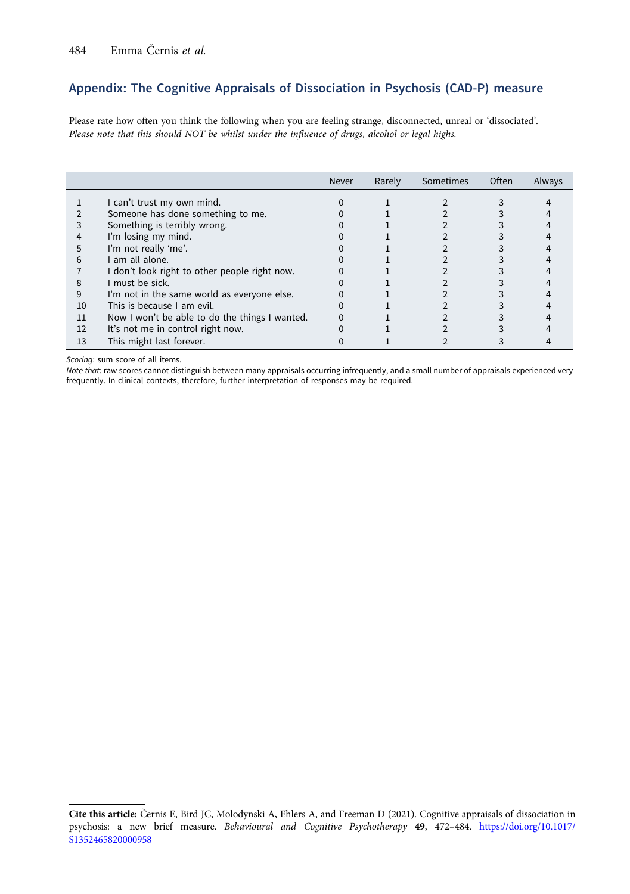## Appendix: The Cognitive Appraisals of Dissociation in Psychosis (CAD-P) measure

Please rate how often you think the following when you are feeling strange, disconnected, unreal or 'dissociated'.
*Please note that this should NOT be whilst under the influence of drugs, alcohol or legal highs.*

| | | Never | Rarely | Sometimes | Often | Always |
|---|---|---|---|---|---|---|
| 1 | I can't trust my own mind. | 0 | 1 | 2 | 3 | 4 |
| 2 | Someone has done something to me. | 0 | 1 | 2 | 3 | 4 |
| 3 | Something is terribly wrong. | 0 | 1 | 2 | 3 | 4 |
| 4 | I'm losing my mind. | 0 | 1 | 2 | 3 | 4 |
| 5 | I'm not really 'me'. | 0 | 1 | 2 | 3 | 4 |
| 6 | I am all alone. | 0 | 1 | 2 | 3 | 4 |
| 7 | I don't look right to other people right now. | 0 | 1 | 2 | 3 | 4 |
| 8 | I must be sick. | 0 | 1 | 2 | 3 | 4 |
| 9 | I'm not in the same world as everyone else. | 0 | 1 | 2 | 3 | 4 |
| 10 | This is because I am evil. | 0 | 1 | 2 | 3 | 4 |
| 11 | Now I won't be able to do the things I wanted. | 0 | 1 | 2 | 3 | 4 |
| 12 | It's not me in control right now. | 0 | 1 | 2 | 3 | 4 |
| 13 | This might last forever. | 0 | 1 | 2 | 3 | 4 |

*Scoring*: sum score of all items.
*Note that*: raw scores cannot distinguish between many appraisals occurring infrequently, and a small number of appraisals experienced very frequently. In clinical contexts, therefore, further interpretation of responses may be required.

**Cite this article:** Černis E, Bird JC, Molodynski A, Ehlers A, and Freeman D (2021). Cognitive appraisals of dissociation in psychosis: a new brief measure. *Behavioural and Cognitive Psychotherapy* **49**, 472–484. https://doi.org/10.1017/S1352465820000958